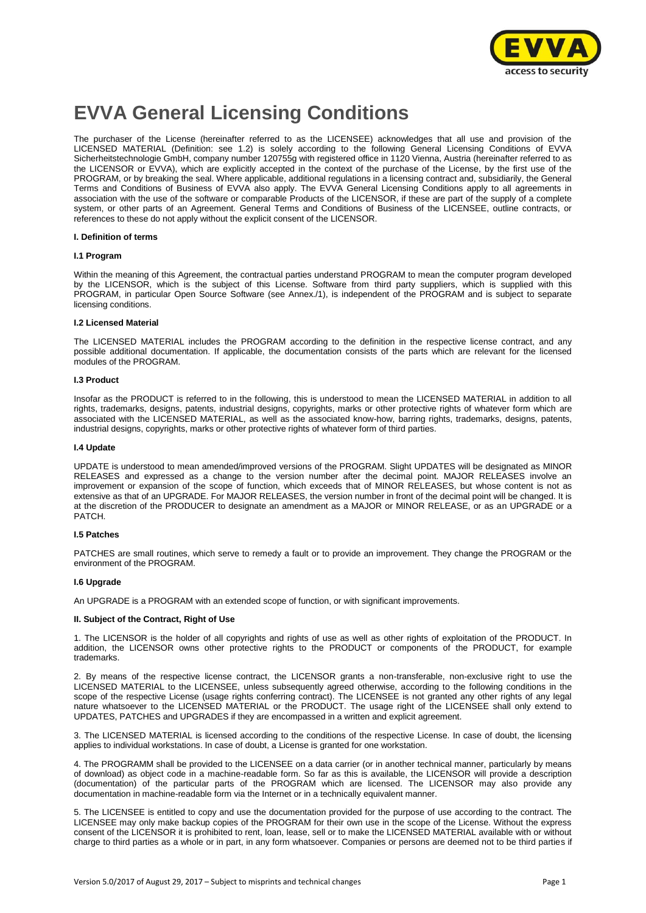# EVVA General Licensing Conditions

The purchaser of the License (hereinafter referred to as the LICENSEE) acknowledges that all use and provision of the LICENSED MATERIAL (Definition: see 1.2) is solely according to the following General Licensing Conditions of EVVA Sicherheitstechnologie GmbH, company number 120755g with registered office in 1120 Vienna, Austria (hereinafter referred to as the LICENSOR or EVVA), which are explicitly accepted in the context of the purchase of the License, by the first use of the PROGRAM, or by breaking the seal. Where applicable, additional regulations in a licensing contract and, subsidiarily, the General Terms and Conditions of Business of EVVA also apply. The EVVA General Licensing Conditions apply to all agreements in association with the use of the software or comparable Products of the LICENSOR, if these are part of the supply of a complete system, or other parts of an Agreement. General Terms and Conditions of Business of the LICENSEE, outline contracts, or references to these do not apply without the explicit consent of the LICENSOR.

### I. Definition of terms

#### I.1 Program

Within the meaning of this Agreement, the contractual parties understand PROGRAM to mean the computer program developed by the LICENSOR, which is the subject of this License. Software from third party suppliers, which is supplied with this PROGRAM, in particular Open Source Software (see Annex./1), is independent of the PROGRAM and is subject to separate licensing conditions.

#### I.2 Licensed Material

The LICENSED MATERIAL includes the PROGRAM according to the definition in the respective license contract, and any possible additional documentation. If applicable, the documentation consists of the parts which are relevant for the licensed modules of the PROGRAM.

#### I.3 Product

Insofar as the PRODUCT is referred to in the following, this is understood to mean the LICENSED MATERIAL in addition to all rights, trademarks, designs, patents, industrial designs, copyrights, marks or other protective rights of whatever form which are associated with the LICENSED MATERIAL, as well as the associated know-how, barring rights, trademarks, designs, patents, industrial designs, copyrights, marks or other protective rights of whatever form of third parties.

#### I.4 Update

UPDATE is understood to mean amended/improved versions of the PROGRAM. Slight UPDATES will be designated as MINOR RELEASES and expressed as a change to the version number after the decimal point. MAJOR RELEASES involve an improvement or expansion of the scope of function, which exceeds that of MINOR RELEASES, but whose content is not as extensive as that of an UPGRADE. For MAJOR RELEASES, the version number in front of the decimal point will be changed. It is at the discretion of the PRODUCER to designate an amendment as a MAJOR or MINOR RELEASE, or as an UPGRADE or a PATCH.

#### I.5 Patches

PATCHES are small routines, which serve to remedy a fault or to provide an improvement. They change the PROGRAM or the environment of the PROGRAM.

#### I.6 Upgrade

An UPGRADE is a PROGRAM with an extended scope of function, or with significant improvements.

### II. Subject of the Contract, Right of Use

1. The LICENSOR is the holder of all copyrights and rights of use as well as other rights of exploitation of the PRODUCT. In addition, the LICENSOR owns other protective rights to the PRODUCT or components of the PRODUCT, for example trademarks.

2. By means of the respective license contract, the LICENSOR grants a non-transferable, non-exclusive right to use the LICENSED MATERIAL to the LICENSEE, unless subsequently agreed otherwise, according to the following conditions in the scope of the respective License (usage rights conferring contract). The LICENSEE is not granted any other rights of any legal nature whatsoever to the LICENSED MATERIAL or the PRODUCT. The usage right of the LICENSEE shall only extend to UPDATES, PATCHES and UPGRADES if they are encompassed in a written and explicit agreement.

3. The LICENSED MATERIAL is licensed according to the conditions of the respective License. In case of doubt, the licensing applies to individual workstations. In case of doubt, a License is granted for one workstation.

4. The PROGRAMM shall be provided to the LICENSEE on a data carrier (or in another technical manner, particularly by means of download) as object code in a machine-readable form. So far as this is available, the LICENSOR will provide a description (documentation) of the particular parts of the PROGRAM which are licensed. The LICENSOR may also provide any documentation in machine-readable form via the Internet or in a technically equivalent manner.

5. The LICENSEE is entitled to copy and use the documentation provided for the purpose of use according to the contract. The LICENSEE may only make backup copies of the PROGRAM for their own use in the scope of the License. Without the express consent of the LICENSOR it is prohibited to rent, loan, lease, sell or to make the LICENSED MATERIAL available with or without charge to third parties as a whole or in part, in any form whatsoever. Companies or persons are deemed not to be third parties if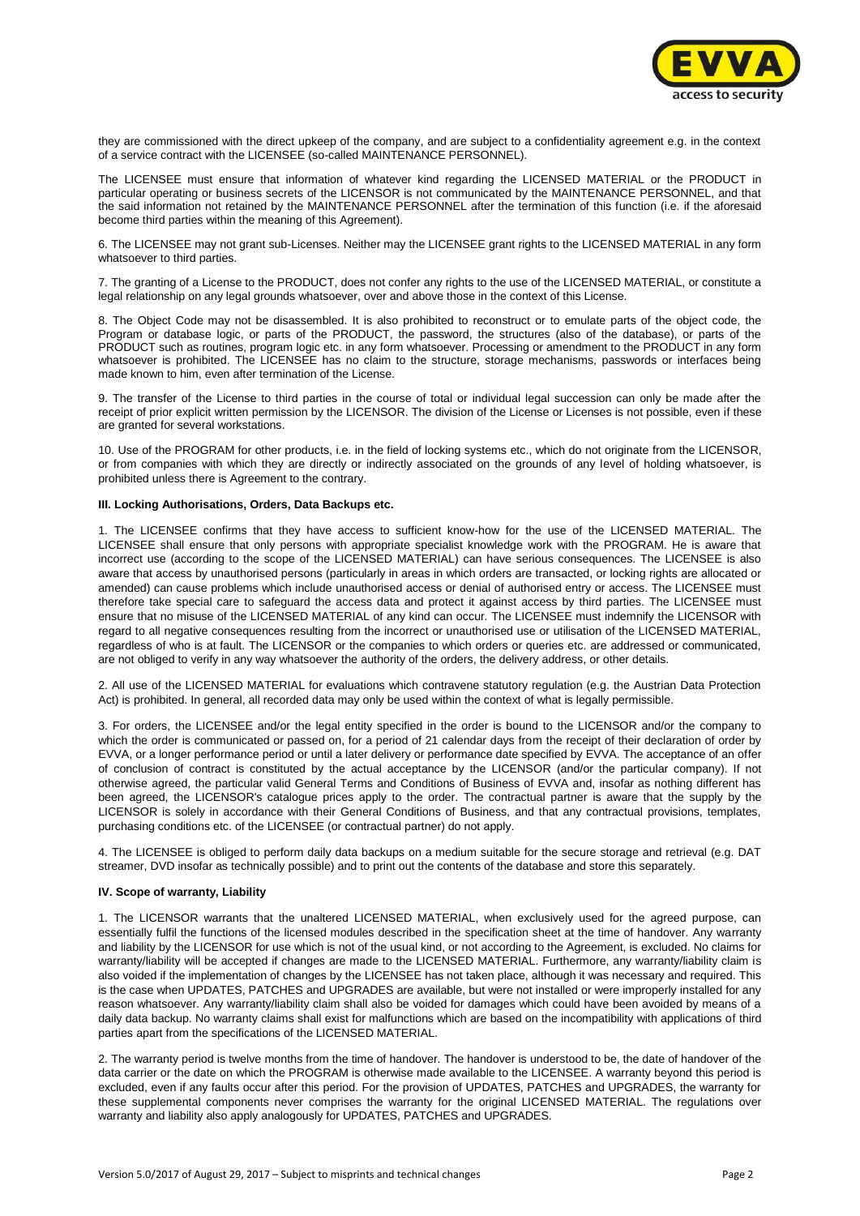they are commissioned with the direct upkeep of the company, and are subject to a confidentiality agreement e.g. in the context of a service contract with the LICENSEE (so-called MAINTENANCE PERSONNEL).

The LICENSEE must ensure that information of whatever kind regarding the LICENSED MATERIAL or the PRODUCT in particular operating or business secrets of the LICENSOR is not communicated by the MAINTENANCE PERSONNEL, and that the said information not retained by the MAINTENANCE PERSONNEL after the termination of this function (i.e. if the aforesaid become third parties within the meaning of this Agreement).

6. The LICENSEE may not grant sub-Licenses. Neither may the LICENSEE grant rights to the LICENSED MATERIAL in any form whatsoever to third parties.

7. The granting of a License to the PRODUCT, does not confer any rights to the use of the LICENSED MATERIAL, or constitute a legal relationship on any legal grounds whatsoever, over and above those in the context of this License.

8. The Object Code may not be disassembled. It is also prohibited to reconstruct or to emulate parts of the object code, the Program or database logic, or parts of the PRODUCT, the password, the structures (also of the database), or parts of the PRODUCT such as routines, program logic etc. in any form whatsoever. Processing or amendment to the PRODUCT in any form whatsoever is prohibited. The LICENSEE has no claim to the structure, storage mechanisms, passwords or interfaces being made known to him, even after termination of the License.

9. The transfer of the License to third parties in the course of total or individual legal succession can only be made after the receipt of prior explicit written permission by the LICENSOR. The division of the License or Licenses is not possible, even if these are granted for several workstations.

10. Use of the PROGRAM for other products, i.e. in the field of locking systems etc., which do not originate from the LICENSOR, or from companies with which they are directly or indirectly associated on the grounds of any level of holding whatsoever, is prohibited unless there is Agreement to the contrary.

#### III. Locking Authorisations, Orders, Data Backups etc.

1. The LICENSEE confirms that they have access to sufficient know-how for the use of the LICENSED MATERIAL. The LICENSEE shall ensure that only persons with appropriate specialist knowledge work with the PROGRAM. He is aware that incorrect use (according to the scope of the LICENSED MATERIAL) can have serious consequences. The LICENSEE is also aware that access by unauthorised persons (particularly in areas in which orders are transacted, or locking rights are allocated or amended) can cause problems which include unauthorised access or denial of authorised entry or access. The LICENSEE must therefore take special care to safeguard the access data and protect it against access by third parties. The LICENSEE must ensure that no misuse of the LICENSED MATERIAL of any kind can occur. The LICENSEE must indemnify the LICENSOR with regard to all negative consequences resulting from the incorrect or unauthorised use or utilisation of the LICENSED MATERIAL, regardless of who is at fault. The LICENSOR or the companies to which orders or queries etc. are addressed or communicated, are not obliged to verify in any way whatsoever the authority of the orders, the delivery address, or other details.

2. All use of the LICENSED MATERIAL for evaluations which contravene statutory regulation (e.g. the Austrian Data Protection Act) is prohibited. In general, all recorded data may only be used within the context of what is legally permissible.

3. For orders, the LICENSEE and/or the legal entity specified in the order is bound to the LICENSOR and/or the company to which the order is communicated or passed on, for a period of 21 calendar days from the receipt of their declaration of order by EVVA, or a longer performance period or until a later delivery or performance date specified by EVVA. The acceptance of an offer of conclusion of contract is constituted by the actual acceptance by the LICENSOR (and/or the particular company). If not otherwise agreed, the particular valid General Terms and Conditions of Business of EVVA and, insofar as nothing different has been agreed, the LICENSOR's catalogue prices apply to the order. The contractual partner is aware that the supply by the LICENSOR is solely in accordance with their General Conditions of Business, and that any contractual provisions, templates, purchasing conditions etc. of the LICENSEE (or contractual partner) do not apply.

4. The LICENSEE is obliged to perform daily data backups on a medium suitable for the secure storage and retrieval (e.g. DAT streamer, DVD insofar as technically possible) and to print out the contents of the database and store this separately.

#### IV. Scope of warranty, Liability

1. The LICENSOR warrants that the unaltered LICENSED MATERIAL, when exclusively used for the agreed purpose, can essentially fulfil the functions of the licensed modules described in the specification sheet at the time of handover. Any warranty and liability by the LICENSOR for use which is not of the usual kind, or not according to the Agreement, is excluded. No claims for warranty/liability will be accepted if changes are made to the LICENSED MATERIAL. Furthermore, any warranty/liability claim is also voided if the implementation of changes by the LICENSEE has not taken place, although it was necessary and required. This is the case when UPDATES, PATCHES and UPGRADES are available, but were not installed or were improperly installed for any reason whatsoever. Any warranty/liability claim shall also be voided for damages which could have been avoided by means of a daily data backup. No warranty claims shall exist for malfunctions which are based on the incompatibility with applications of third parties apart from the specifications of the LICENSED MATERIAL.

2. The warranty period is twelve months from the time of handover. The handover is understood to be, the date of handover of the data carrier or the date on which the PROGRAM is otherwise made available to the LICENSEE. A warranty beyond this period is excluded, even if any faults occur after this period. For the provision of UPDATES, PATCHES and UPGRADES, the warranty for these supplemental components never comprises the warranty for the original LICENSED MATERIAL. The regulations over warranty and liability also apply analogously for UPDATES, PATCHES and UPGRADES.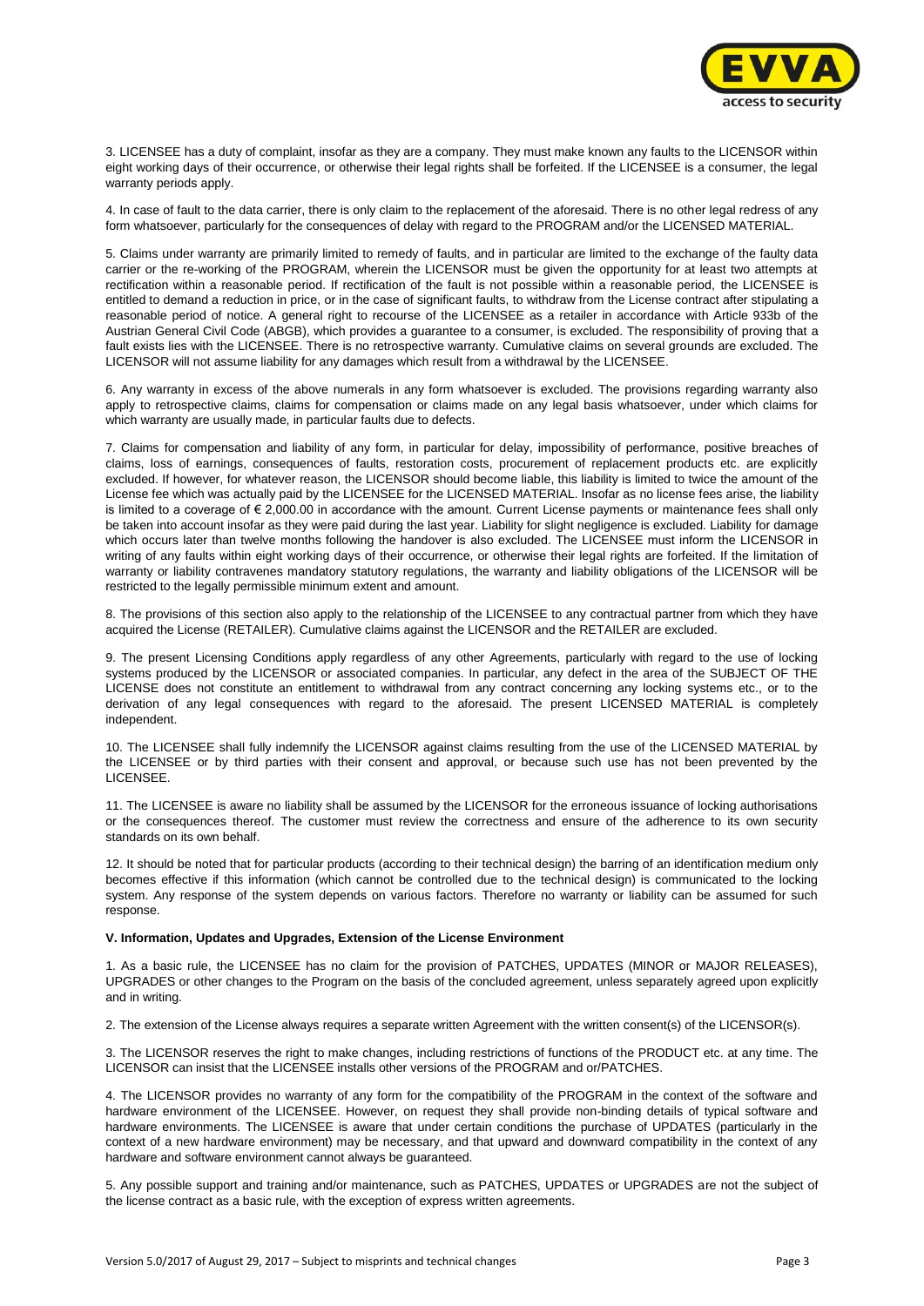3. LICENSEE has a duty of complaint, insofar as they are a company. They must make known any faults to the LICENSOR within eight working days of their occurrence, or otherwise their legal rights shall be forfeited. If the LICENSEE is a consumer, the legal warranty periods apply.

4. In case of fault to the data carrier, there is only claim to the replacement of the aforesaid. There is no other legal redress of any form whatsoever, particularly for the consequences of delay with regard to the PROGRAM and/or the LICENSED MATERIAL.

5. Claims under warranty are primarily limited to remedy of faults, and in particular are limited to the exchange of the faulty data carrier or the re-working of the PROGRAM, wherein the LICENSOR must be given the opportunity for at least two attempts at rectification within a reasonable period. If rectification of the fault is not possible within a reasonable period, the LICENSEE is entitled to demand a reduction in price, or in the case of significant faults, to withdraw from the License contract after stipulating a reasonable period of notice. A general right to recourse of the LICENSEE as a retailer in accordance with Article 933b of the Austrian General Civil Code (ABGB), which provides a guarantee to a consumer, is excluded. The responsibility of proving that a fault exists lies with the LICENSEE. There is no retrospective warranty. Cumulative claims on several grounds are excluded. The LICENSOR will not assume liability for any damages which result from a withdrawal by the LICENSEE.

6. Any warranty in excess of the above numerals in any form whatsoever is excluded. The provisions regarding warranty also apply to retrospective claims, claims for compensation or claims made on any legal basis whatsoever, under which claims for which warranty are usually made, in particular faults due to defects.

7. Claims for compensation and liability of any form, in particular for delay, impossibility of performance, positive breaches of claims, loss of earnings, consequences of faults, restoration costs, procurement of replacement products etc. are explicitly excluded. If however, for whatever reason, the LICENSOR should become liable, this liability is limited to twice the amount of the License fee which was actually paid by the LICENSEE for the LICENSED MATERIAL. Insofar as no license fees arise, the liability is limited to a coverage of € 2,000.00 in accordance with the amount. Current License payments or maintenance fees shall only be taken into account insofar as they were paid during the last year. Liability for slight negligence is excluded. Liability for damage which occurs later than twelve months following the handover is also excluded. The LICENSEE must inform the LICENSOR in writing of any faults within eight working days of their occurrence, or otherwise their legal rights are forfeited. If the limitation of warranty or liability contravenes mandatory statutory regulations, the warranty and liability obligations of the LICENSOR will be restricted to the legally permissible minimum extent and amount.

8. The provisions of this section also apply to the relationship of the LICENSEE to any contractual partner from which they have acquired the License (RETAILER). Cumulative claims against the LICENSOR and the RETAILER are excluded.

9. The present Licensing Conditions apply regardless of any other Agreements, particularly with regard to the use of locking systems produced by the LICENSOR or associated companies. In particular, any defect in the area of the SUBJECT OF THE LICENSE does not constitute an entitlement to withdrawal from any contract concerning any locking systems etc., or to the derivation of any legal consequences with regard to the aforesaid. The present LICENSED MATERIAL is completely independent.

10. The LICENSEE shall fully indemnify the LICENSOR against claims resulting from the use of the LICENSED MATERIAL by the LICENSEE or by third parties with their consent and approval, or because such use has not been prevented by the LICENSEE.

11. The LICENSEE is aware no liability shall be assumed by the LICENSOR for the erroneous issuance of locking authorisations or the consequences thereof. The customer must review the correctness and ensure of the adherence to its own security standards on its own behalf.

12. It should be noted that for particular products (according to their technical design) the barring of an identification medium only becomes effective if this information (which cannot be controlled due to the technical design) is communicated to the locking system. Any response of the system depends on various factors. Therefore no warranty or liability can be assumed for such response.

**V. Information, Updates and Upgrades, Extension of the License Environment**

1. As a basic rule, the LICENSEE has no claim for the provision of PATCHES, UPDATES (MINOR or MAJOR RELEASES), UPGRADES or other changes to the Program on the basis of the concluded agreement, unless separately agreed upon explicitly and in writing.

2. The extension of the License always requires a separate written Agreement with the written consent(s) of the LICENSOR(s).

3. The LICENSOR reserves the right to make changes, including restrictions of functions of the PRODUCT etc. at any time. The LICENSOR can insist that the LICENSEE installs other versions of the PROGRAM and or/PATCHES.

4. The LICENSOR provides no warranty of any form for the compatibility of the PROGRAM in the context of the software and hardware environment of the LICENSEE. However, on request they shall provide non-binding details of typical software and hardware environments. The LICENSEE is aware that under certain conditions the purchase of UPDATES (particularly in the context of a new hardware environment) may be necessary, and that upward and downward compatibility in the context of any hardware and software environment cannot always be guaranteed.

5. Any possible support and training and/or maintenance, such as PATCHES, UPDATES or UPGRADES are not the subject of the license contract as a basic rule, with the exception of express written agreements.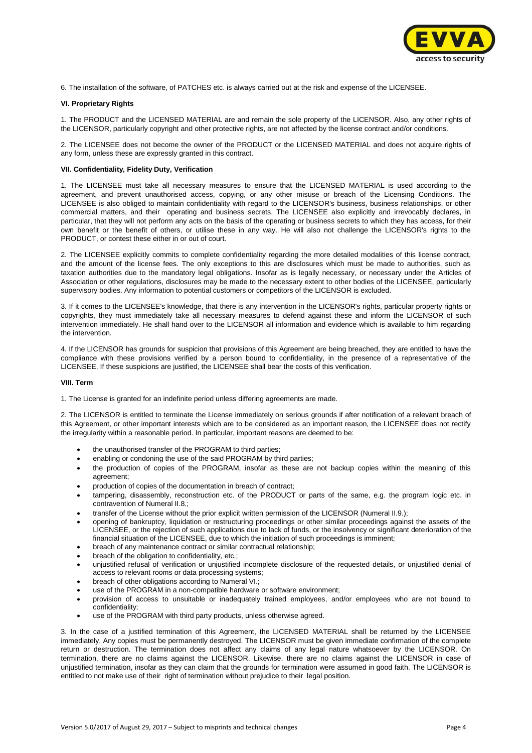6. The installation of the software, of PATCHES etc. is always carried out at the risk and expense of the LICENSEE.

### VI. Proprietary Rights

1. The PRODUCT and the LICENSED MATERIAL are and remain the sole property of the LICENSOR. Also, any other rights of the LICENSOR, particularly copyright and other protective rights, are not affected by the license contract and/or conditions.

2. The LICENSEE does not become the owner of the PRODUCT or the LICENSED MATERIAL and does not acquire rights of any form, unless these are expressly granted in this contract.

### VII. Confidentiality, Fidelity Duty, Verification

1. The LICENSEE must take all necessary measures to ensure that the LICENSED MATERIAL is used according to the agreement, and prevent unauthorised access, copying, or any other misuse or breach of the Licensing Conditions. The LICENSEE is also obliged to maintain confidentiality with regard to the LICENSOR's business, business relationships, or other commercial matters, and their operating and business secrets. The LICENSEE also explicitly and irrevocably declares, in particular, that they will not perform any acts on the basis of the operating or business secrets to which they has access, for their own benefit or the benefit of others, or utilise these in any way. He will also not challenge the LICENSOR's rights to the PRODUCT, or contest these either in or out of court.

2. The LICENSEE explicitly commits to complete confidentiality regarding the more detailed modalities of this license contract, and the amount of the license fees. The only exceptions to this are disclosures which must be made to authorities, such as taxation authorities due to the mandatory legal obligations. Insofar as is legally necessary, or necessary under the Articles of Association or other regulations, disclosures may be made to the necessary extent to other bodies of the LICENSEE, particularly supervisory bodies. Any information to potential customers or competitors of the LICENSOR is excluded.

3. If it comes to the LICENSEE's knowledge, that there is any intervention in the LICENSOR's rights, particular property rights or copyrights, they must immediately take all necessary measures to defend against these and inform the LICENSOR of such intervention immediately. He shall hand over to the LICENSOR all information and evidence which is available to him regarding the intervention.

4. If the LICENSOR has grounds for suspicion that provisions of this Agreement are being breached, they are entitled to have the compliance with these provisions verified by a person bound to confidentiality, in the presence of a representative of the LICENSEE. If these suspicions are justified, the LICENSEE shall bear the costs of this verification.

### VIII. Term

1. The License is granted for an indefinite period unless differing agreements are made.

2. The LICENSOR is entitled to terminate the License immediately on serious grounds if after notification of a relevant breach of this Agreement, or other important interests which are to be considered as an important reason, the LICENSEE does not rectify the irregularity within a reasonable period. In particular, important reasons are deemed to be:

- the unauthorised transfer of the PROGRAM to third parties;
- enabling or condoning the use of the said PROGRAM by third parties;
- the production of copies of the PROGRAM, insofar as these are not backup copies within the meaning of this agreement;
- production of copies of the documentation in breach of contract;
- tampering, disassembly, reconstruction etc. of the PRODUCT or parts of the same, e.g. the program logic etc. in contravention of Numeral II.8.;
- transfer of the License without the prior explicit written permission of the LICENSOR (Numeral II.9.);
- opening of bankruptcy, liquidation or restructuring proceedings or other similar proceedings against the assets of the LICENSEE, or the rejection of such applications due to lack of funds, or the insolvency or significant deterioration of the financial situation of the LICENSEE, due to which the initiation of such proceedings is imminent;
- breach of any maintenance contract or similar contractual relationship;
- breach of the obligation to confidentiality, etc.;
- unjustified refusal of verification or unjustified incomplete disclosure of the requested details, or unjustified denial of access to relevant rooms or data processing systems;
- breach of other obligations according to Numeral VI.;
- use of the PROGRAM in a non-compatible hardware or software environment;
- provision of access to unsuitable or inadequately trained employees, and/or employees who are not bound to confidentiality;
- use of the PROGRAM with third party products, unless otherwise agreed.

3. In the case of a justified termination of this Agreement, the LICENSED MATERIAL shall be returned by the LICENSEE immediately. Any copies must be permanently destroyed. The LICENSOR must be given immediate confirmation of the complete return or destruction. The termination does not affect any claims of any legal nature whatsoever by the LICENSOR. On termination, there are no claims against the LICENSOR. Likewise, there are no claims against the LICENSOR in case of unjustified termination, insofar as they can claim that the grounds for termination were assumed in good faith. The LICENSOR is entitled to not make use of their right of termination without prejudice to their legal position.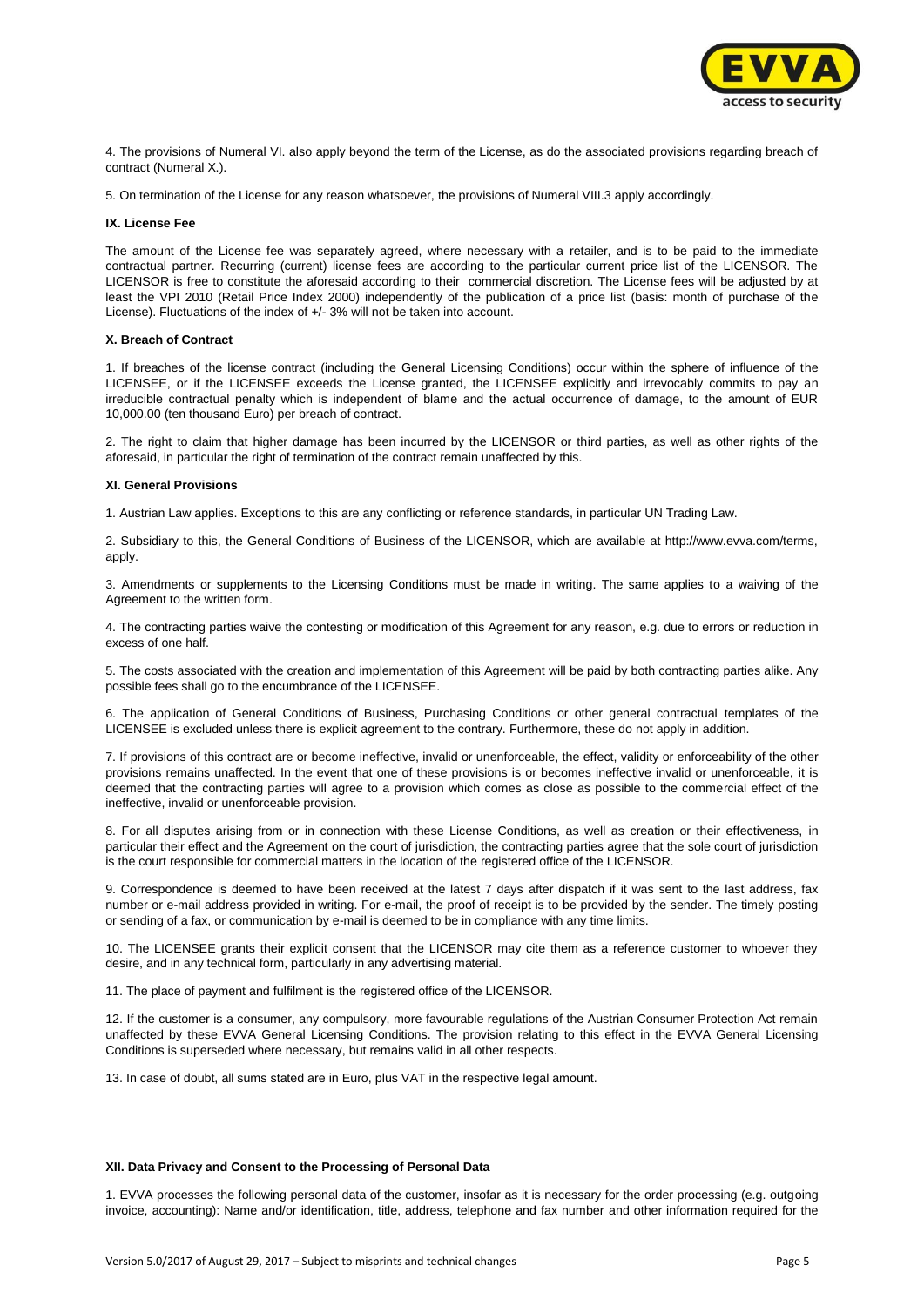4. The provisions of Numeral VI. also apply beyond the term of the License, as do the associated provisions regarding breach of contract (Numeral X.).

5. On termination of the License for any reason whatsoever, the provisions of Numeral VIII.3 apply accordingly.

### IX. License Fee

The amount of the License fee was separately agreed, where necessary with a retailer, and is to be paid to the immediate contractual partner. Recurring (current) license fees are according to the particular current price list of the LICENSOR. The LICENSOR is free to constitute the aforesaid according to their commercial discretion. The License fees will be adjusted by at least the VPI 2010 (Retail Price Index 2000) independently of the publication of a price list (basis: month of purchase of the License). Fluctuations of the index of +/- 3% will not be taken into account.

### X. Breach of Contract

1. If breaches of the license contract (including the General Licensing Conditions) occur within the sphere of influence of the LICENSEE, or if the LICENSEE exceeds the License granted, the LICENSEE explicitly and irrevocably commits to pay an irreducible contractual penalty which is independent of blame and the actual occurrence of damage, to the amount of EUR 10,000.00 (ten thousand Euro) per breach of contract.

2. The right to claim that higher damage has been incurred by the LICENSOR or third parties, as well as other rights of the aforesaid, in particular the right of termination of the contract remain unaffected by this.

### XI. General Provisions

1. Austrian Law applies. Exceptions to this are any conflicting or reference standards, in particular UN Trading Law.

2. Subsidiary to this, the General Conditions of Business of the LICENSOR, which are available at http://www.evva.com/terms, apply.

3. Amendments or supplements to the Licensing Conditions must be made in writing. The same applies to a waiving of the Agreement to the written form.

4. The contracting parties waive the contesting or modification of this Agreement for any reason, e.g. due to errors or reduction in excess of one half.

5. The costs associated with the creation and implementation of this Agreement will be paid by both contracting parties alike. Any possible fees shall go to the encumbrance of the LICENSEE.

6. The application of General Conditions of Business, Purchasing Conditions or other general contractual templates of the LICENSEE is excluded unless there is explicit agreement to the contrary. Furthermore, these do not apply in addition.

7. If provisions of this contract are or become ineffective, invalid or unenforceable, the effect, validity or enforceability of the other provisions remains unaffected. In the event that one of these provisions is or becomes ineffective invalid or unenforceable, it is deemed that the contracting parties will agree to a provision which comes as close as possible to the commercial effect of the ineffective, invalid or unenforceable provision.

8. For all disputes arising from or in connection with these License Conditions, as well as creation or their effectiveness, in particular their effect and the Agreement on the court of jurisdiction, the contracting parties agree that the sole court of jurisdiction is the court responsible for commercial matters in the location of the registered office of the LICENSOR.

9. Correspondence is deemed to have been received at the latest 7 days after dispatch if it was sent to the last address, fax number or e-mail address provided in writing. For e-mail, the proof of receipt is to be provided by the sender. The timely posting or sending of a fax, or communication by e-mail is deemed to be in compliance with any time limits.

10. The LICENSEE grants their explicit consent that the LICENSOR may cite them as a reference customer to whoever they desire, and in any technical form, particularly in any advertising material.

11. The place of payment and fulfilment is the registered office of the LICENSOR.

12. If the customer is a consumer, any compulsory, more favourable regulations of the Austrian Consumer Protection Act remain unaffected by these EVVA General Licensing Conditions. The provision relating to this effect in the EVVA General Licensing Conditions is superseded where necessary, but remains valid in all other respects.

13. In case of doubt, all sums stated are in Euro, plus VAT in the respective legal amount.

### XII. Data Privacy and Consent to the Processing of Personal Data

1. EVVA processes the following personal data of the customer, insofar as it is necessary for the order processing (e.g. outgoing invoice, accounting): Name and/or identification, title, address, telephone and fax number and other information required for the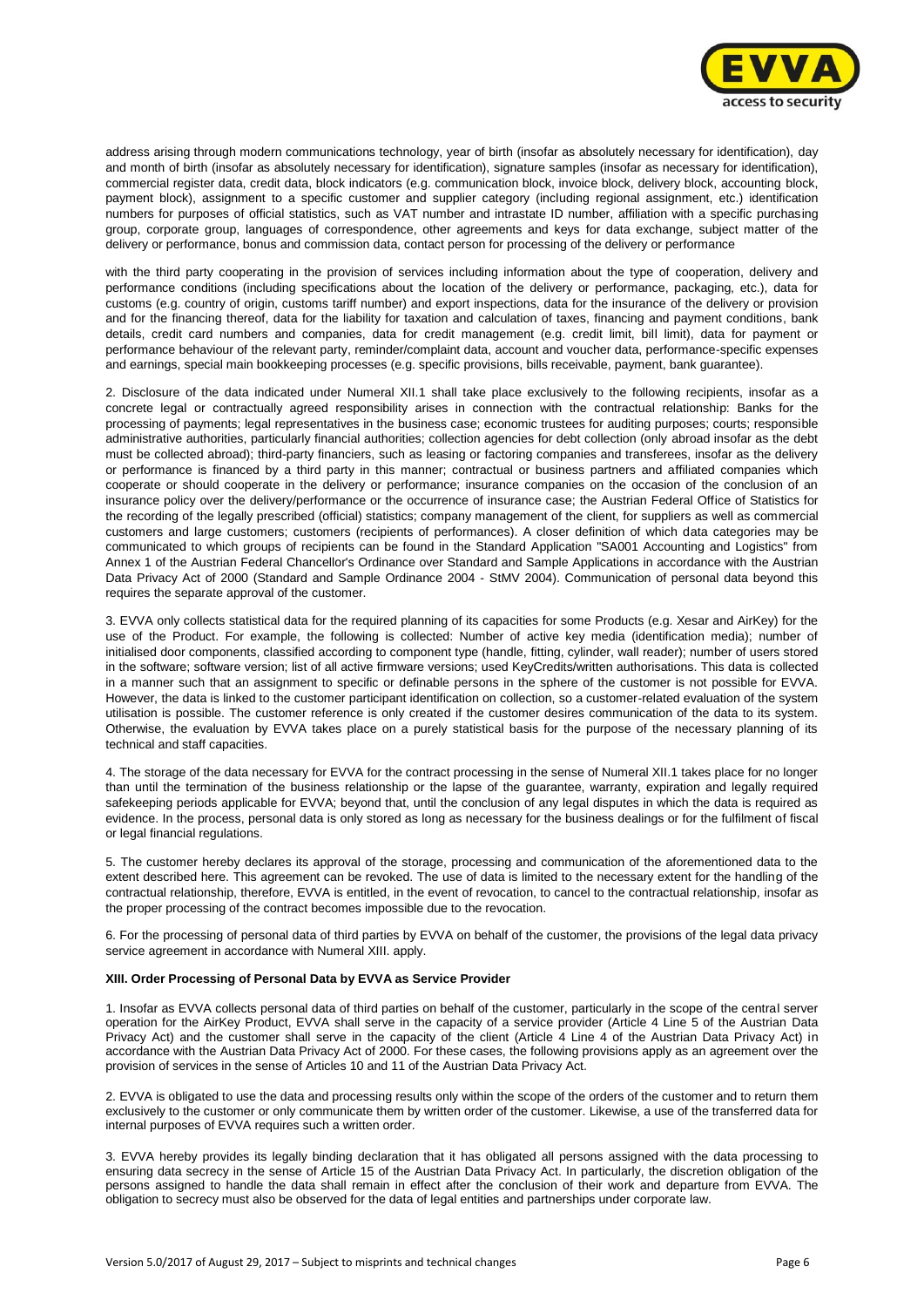address arising through modern communications technology, year of birth (insofar as absolutely necessary for identification), day and month of birth (insofar as absolutely necessary for identification), signature samples (insofar as necessary for identification), commercial register data, credit data, block indicators (e.g. communication block, invoice block, delivery block, accounting block, payment block), assignment to a specific customer and supplier category (including regional assignment, etc.) identification numbers for purposes of official statistics, such as VAT number and intrastate ID number, affiliation with a specific purchasing group, corporate group, languages of correspondence, other agreements and keys for data exchange, subject matter of the delivery or performance, bonus and commission data, contact person for processing of the delivery or performance

with the third party cooperating in the provision of services including information about the type of cooperation, delivery and performance conditions (including specifications about the location of the delivery or performance, packaging, etc.), data for customs (e.g. country of origin, customs tariff number) and export inspections, data for the insurance of the delivery or provision and for the financing thereof, data for the liability for taxation and calculation of taxes, financing and payment conditions, bank details, credit card numbers and companies, data for credit management (e.g. credit limit, bill limit), data for payment or performance behaviour of the relevant party, reminder/complaint data, account and voucher data, performance-specific expenses and earnings, special main bookkeeping processes (e.g. specific provisions, bills receivable, payment, bank guarantee).

2. Disclosure of the data indicated under Numeral XII.1 shall take place exclusively to the following recipients, insofar as a concrete legal or contractually agreed responsibility arises in connection with the contractual relationship: Banks for the processing of payments; legal representatives in the business case; economic trustees for auditing purposes; courts; responsible administrative authorities, particularly financial authorities; collection agencies for debt collection (only abroad insofar as the debt must be collected abroad); third-party financiers, such as leasing or factoring companies and transferees, insofar as the delivery or performance is financed by a third party in this manner; contractual or business partners and affiliated companies which cooperate or should cooperate in the delivery or performance; insurance companies on the occasion of the conclusion of an insurance policy over the delivery/performance or the occurrence of insurance case; the Austrian Federal Office of Statistics for the recording of the legally prescribed (official) statistics; company management of the client, for suppliers as well as commercial customers and large customers; customers (recipients of performances). A closer definition of which data categories may be communicated to which groups of recipients can be found in the Standard Application "SA001 Accounting and Logistics" from Annex 1 of the Austrian Federal Chancellor's Ordinance over Standard and Sample Applications in accordance with the Austrian Data Privacy Act of 2000 (Standard and Sample Ordinance 2004 - StMV 2004). Communication of personal data beyond this requires the separate approval of the customer.

3. EVVA only collects statistical data for the required planning of its capacities for some Products (e.g. Xesar and AirKey) for the use of the Product. For example, the following is collected: Number of active key media (identification media); number of initialised door components, classified according to component type (handle, fitting, cylinder, wall reader); number of users stored in the software; software version; list of all active firmware versions; used KeyCredits/written authorisations. This data is collected in a manner such that an assignment to specific or definable persons in the sphere of the customer is not possible for EVVA. However, the data is linked to the customer participant identification on collection, so a customer-related evaluation of the system utilisation is possible. The customer reference is only created if the customer desires communication of the data to its system. Otherwise, the evaluation by EVVA takes place on a purely statistical basis for the purpose of the necessary planning of its technical and staff capacities.

4. The storage of the data necessary for EVVA for the contract processing in the sense of Numeral XII.1 takes place for no longer than until the termination of the business relationship or the lapse of the guarantee, warranty, expiration and legally required safekeeping periods applicable for EVVA; beyond that, until the conclusion of any legal disputes in which the data is required as evidence. In the process, personal data is only stored as long as necessary for the business dealings or for the fulfilment of fiscal or legal financial regulations.

5. The customer hereby declares its approval of the storage, processing and communication of the aforementioned data to the extent described here. This agreement can be revoked. The use of data is limited to the necessary extent for the handling of the contractual relationship, therefore, EVVA is entitled, in the event of revocation, to cancel to the contractual relationship, insofar as the proper processing of the contract becomes impossible due to the revocation.

6. For the processing of personal data of third parties by EVVA on behalf of the customer, the provisions of the legal data privacy service agreement in accordance with Numeral XIII. apply.

**XIII. Order Processing of Personal Data by EVVA as Service Provider**

1. Insofar as EVVA collects personal data of third parties on behalf of the customer, particularly in the scope of the central server operation for the AirKey Product, EVVA shall serve in the capacity of a service provider (Article 4 Line 5 of the Austrian Data Privacy Act) and the customer shall serve in the capacity of the client (Article 4 Line 4 of the Austrian Data Privacy Act) in accordance with the Austrian Data Privacy Act of 2000. For these cases, the following provisions apply as an agreement over the provision of services in the sense of Articles 10 and 11 of the Austrian Data Privacy Act.

2. EVVA is obligated to use the data and processing results only within the scope of the orders of the customer and to return them exclusively to the customer or only communicate them by written order of the customer. Likewise, a use of the transferred data for internal purposes of EVVA requires such a written order.

3. EVVA hereby provides its legally binding declaration that it has obligated all persons assigned with the data processing to ensuring data secrecy in the sense of Article 15 of the Austrian Data Privacy Act. In particularly, the discretion obligation of the persons assigned to handle the data shall remain in effect after the conclusion of their work and departure from EVVA. The obligation to secrecy must also be observed for the data of legal entities and partnerships under corporate law.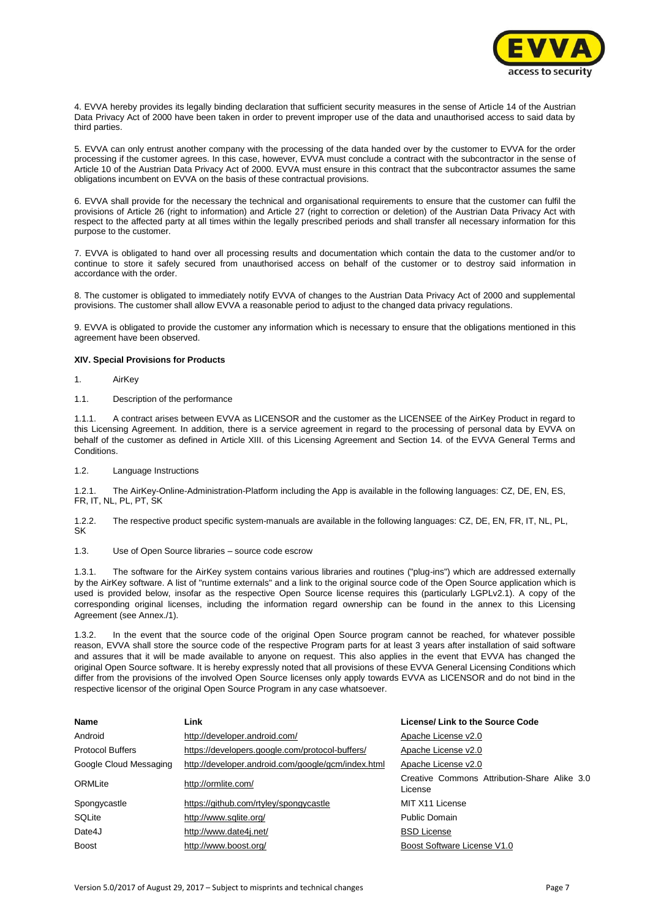4. EVVA hereby provides its legally binding declaration that sufficient security measures in the sense of Article 14 of the Austrian Data Privacy Act of 2000 have been taken in order to prevent improper use of the data and unauthorised access to said data by third parties.

5. EVVA can only entrust another company with the processing of the data handed over by the customer to EVVA for the order processing if the customer agrees. In this case, however, EVVA must conclude a contract with the subcontractor in the sense of Article 10 of the Austrian Data Privacy Act of 2000. EVVA must ensure in this contract that the subcontractor assumes the same obligations incumbent on EVVA on the basis of these contractual provisions.

6. EVVA shall provide for the necessary the technical and organisational requirements to ensure that the customer can fulfil the provisions of Article 26 (right to information) and Article 27 (right to correction or deletion) of the Austrian Data Privacy Act with respect to the affected party at all times within the legally prescribed periods and shall transfer all necessary information for this purpose to the customer.

7. EVVA is obligated to hand over all processing results and documentation which contain the data to the customer and/or to continue to store it safely secured from unauthorised access on behalf of the customer or to destroy said information in accordance with the order.

8. The customer is obligated to immediately notify EVVA of changes to the Austrian Data Privacy Act of 2000 and supplemental provisions. The customer shall allow EVVA a reasonable period to adjust to the changed data privacy regulations.

9. EVVA is obligated to provide the customer any information which is necessary to ensure that the obligations mentioned in this agreement have been observed.

**XIV. Special Provisions for Products**

1. AirKey

1.1. Description of the performance

1.1.1. A contract arises between EVVA as LICENSOR and the customer as the LICENSEE of the AirKey Product in regard to this Licensing Agreement. In addition, there is a service agreement in regard to the processing of personal data by EVVA on behalf of the customer as defined in Article XIII. of this Licensing Agreement and Section 14. of the EVVA General Terms and Conditions.

1.2. Language Instructions

1.2.1. The AirKey-Online-Administration-Platform including the App is available in the following languages: CZ, DE, EN, ES, FR, IT, NL, PL, PT, SK

1.2.2. The respective product specific system-manuals are available in the following languages: CZ, DE, EN, FR, IT, NL, PL, SK

1.3. Use of Open Source libraries – source code escrow

1.3.1. The software for the AirKey system contains various libraries and routines ("plug-ins") which are addressed externally by the AirKey software. A list of "runtime externals" and a link to the original source code of the Open Source application which is used is provided below, insofar as the respective Open Source license requires this (particularly LGPLv2.1). A copy of the corresponding original licenses, including the information regard ownership can be found in the annex to this Licensing Agreement (see Annex./1).

1.3.2. In the event that the source code of the original Open Source program cannot be reached, for whatever possible reason, EVVA shall store the source code of the respective Program parts for at least 3 years after installation of said software and assures that it will be made available to anyone on request. This also applies in the event that EVVA has changed the original Open Source software. It is hereby expressly noted that all provisions of these EVVA General Licensing Conditions which differ from the provisions of the involved Open Source licenses only apply towards EVVA as LICENSOR and do not bind in the respective licensor of the original Open Source Program in any case whatsoever.

| Name | Link | License/ Link to the Source Code |
|---|---|---|
| Android | http://developer.android.com/ | Apache License v2.0 |
| Protocol Buffers | https://developers.google.com/protocol-buffers/ | Apache License v2.0 |
| Google Cloud Messaging | http://developer.android.com/google/gcm/index.html | Apache License v2.0 |
| ORMLite | http://ormlite.com/ | Creative Commons Attribution-Share Alike 3.0 License |
| Spongycastle | https://github.com/rtyley/spongycastle | MIT X11 License |
| SQLite | http://www.sqlite.org/ | Public Domain |
| Date4J | http://www.date4j.net/ | BSD License |
| Boost | http://www.boost.org/ | Boost Software License V1.0 |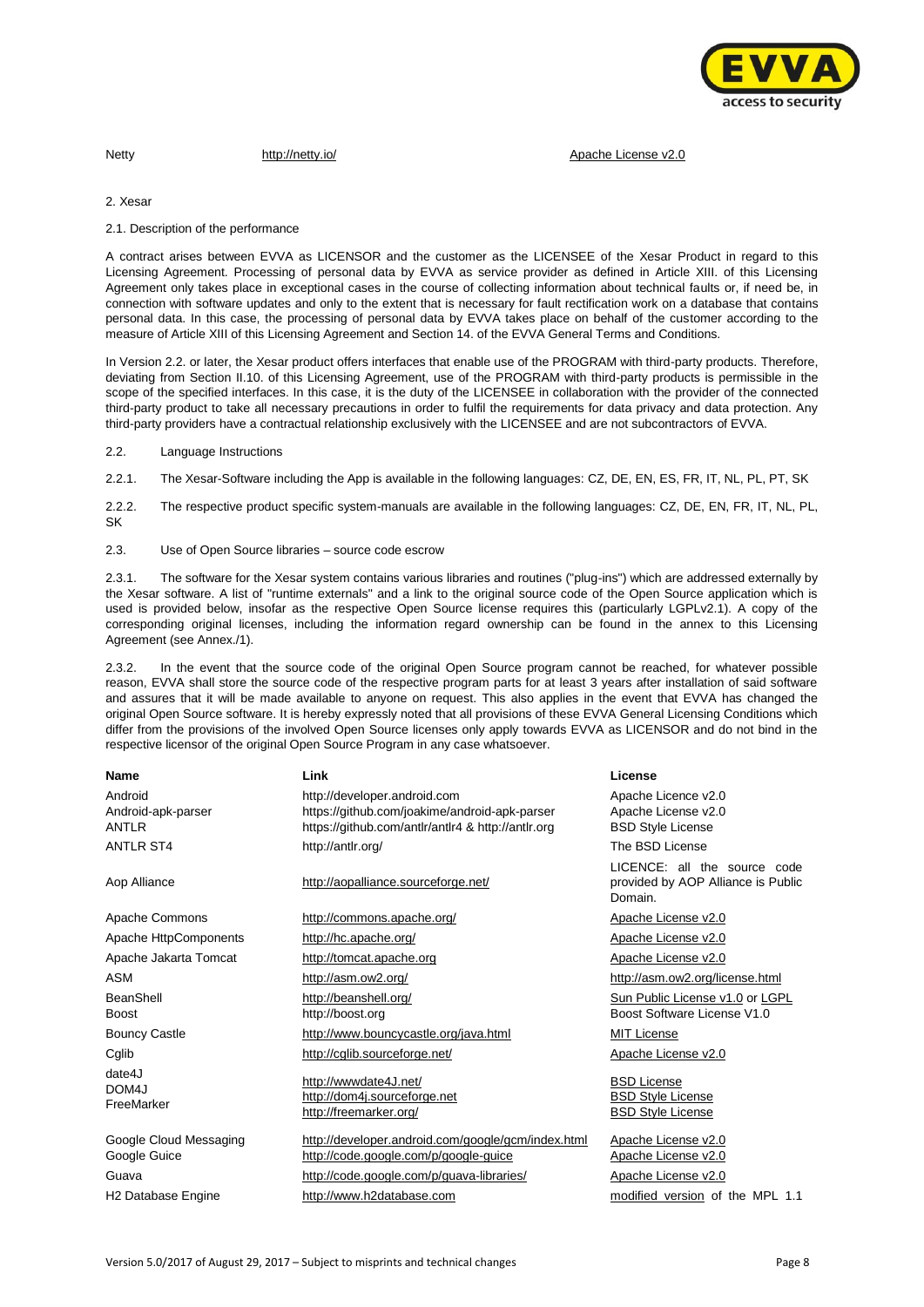| | | |
|---|---|---|
| Netty | http://netty.io/ | Apache License v2.0 |

2. Xesar

2.1. Description of the performance

A contract arises between EVVA as LICENSOR and the customer as the LICENSEE of the Xesar Product in regard to this Licensing Agreement. Processing of personal data by EVVA as service provider as defined in Article XIII. of this Licensing Agreement only takes place in exceptional cases in the course of collecting information about technical faults or, if need be, in connection with software updates and only to the extent that is necessary for fault rectification work on a database that contains personal data. In this case, the processing of personal data by EVVA takes place on behalf of the customer according to the measure of Article XIII of this Licensing Agreement and Section 14. of the EVVA General Terms and Conditions.

In Version 2.2. or later, the Xesar product offers interfaces that enable use of the PROGRAM with third-party products. Therefore, deviating from Section II.10. of this Licensing Agreement, use of the PROGRAM with third-party products is permissible in the scope of the specified interfaces. In this case, it is the duty of the LICENSEE in collaboration with the provider of the connected third-party product to take all necessary precautions in order to fulfil the requirements for data privacy and data protection. Any third-party providers have a contractual relationship exclusively with the LICENSEE and are not subcontractors of EVVA.

2.2. Language Instructions

2.2.1. The Xesar-Software including the App is available in the following languages: CZ, DE, EN, ES, FR, IT, NL, PL, PT, SK

2.2.2. The respective product specific system-manuals are available in the following languages: CZ, DE, EN, FR, IT, NL, PL, SK

2.3. Use of Open Source libraries – source code escrow

2.3.1. The software for the Xesar system contains various libraries and routines ("plug-ins") which are addressed externally by the Xesar software. A list of "runtime externals" and a link to the original source code of the Open Source application which is used is provided below, insofar as the respective Open Source license requires this (particularly LGPLv2.1). A copy of the corresponding original licenses, including the information regard ownership can be found in the annex to this Licensing Agreement (see Annex./1).

2.3.2. In the event that the source code of the original Open Source program cannot be reached, for whatever possible reason, EVVA shall store the source code of the respective program parts for at least 3 years after installation of said software and assures that it will be made available to anyone on request. This also applies in the event that EVVA has changed the original Open Source software. It is hereby expressly noted that all provisions of these EVVA General Licensing Conditions which differ from the provisions of the involved Open Source licenses only apply towards EVVA as LICENSOR and do not bind in the respective licensor of the original Open Source Program in any case whatsoever.

| **Name** | **Link** | **License** |
|---|---|---|
| Android | http://developer.android.com | Apache Licence v2.0 |
| Android-apk-parser | https://github.com/joakime/android-apk-parser | Apache License v2.0 |
| ANTLR | https://github.com/antlr/antlr4 & http://antlr.org | BSD Style License |
| ANTLR ST4 | http://antlr.org/ | The BSD License |
| Aop Alliance | http://aopalliance.sourceforge.net/ | LICENCE: all the source code provided by AOP Alliance is Public Domain. |
| Apache Commons | http://commons.apache.org/ | Apache License v2.0 |
| Apache HttpComponents | http://hc.apache.org/ | Apache License v2.0 |
| Apache Jakarta Tomcat | http://tomcat.apache.org | Apache License v2.0 |
| ASM | http://asm.ow2.org/ | http://asm.ow2.org/license.html |
| BeanShell | http://beanshell.org/ | Sun Public License v1.0 or LGPL |
| Boost | http://boost.org | Boost Software License V1.0 |
| Bouncy Castle | http://www.bouncycastle.org/java.html | MIT License |
| Cglib | http://cglib.sourceforge.net/ | Apache License v2.0 |
| date4J | http://wwwdate4J.net/ | BSD License |
| DOM4J | http://dom4j.sourceforge.net | BSD Style License |
| FreeMarker | http://freemarker.org/ | BSD Style License |
| Google Cloud Messaging | http://developer.android.com/google/gcm/index.html | Apache License v2.0 |
| Google Guice | http://code.google.com/p/google-guice | Apache License v2.0 |
| Guava | http://code.google.com/p/guava-libraries/ | Apache License v2.0 |
| H2 Database Engine | http://www.h2database.com | modified version of the MPL 1.1 |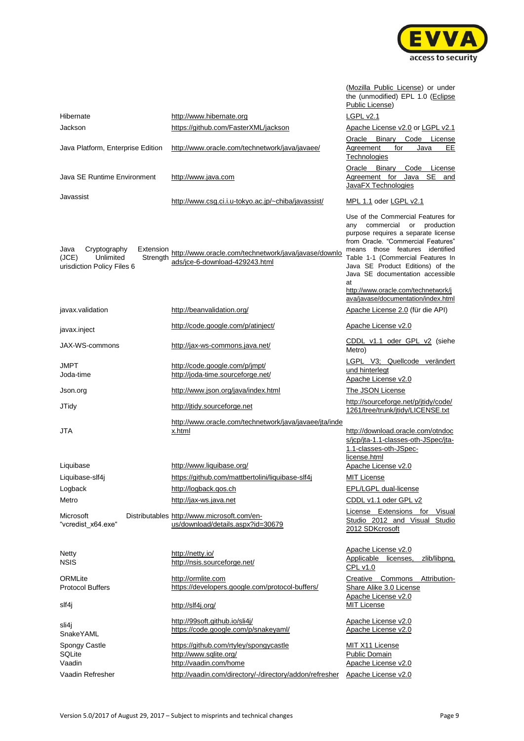| | | |
|---|---|---|
| | | (Mozilla Public License) or under the (unmodified) EPL 1.0 (Eclipse Public License) |
| Hibernate | http://www.hibernate.org | LGPL v2.1 |
| Jackson | https://github.com/FasterXML/jackson | Apache License v2.0 or LGPL v2.1 |
| Java Platform, Enterprise Edition | http://www.oracle.com/technetwork/java/javaee/ | Oracle Binary Code License Agreement for Java EE Technologies |
| Java SE Runtime Environment | http://www.java.com | Oracle Binary Code License Agreement for Java SE and JavaFX Technologies |
| Javassist | http://www.csg.ci.i.u-tokyo.ac.jp/~chiba/javassist/ | MPL 1.1 oder LGPL v2.1 |
| Java Cryptography Extension (JCE) Unlimited Strength urisdiction Policy Files 6 | http://www.oracle.com/technetwork/java/javase/downloads/jce-6-download-429243.html | Use of the Commercial Features for any commercial or production purpose requires a separate license from Oracle. "Commercial Features" means those features identified Table 1-1 (Commercial Features In Java SE Product Editions) of the Java SE documentation accessible at http://www.oracle.com/technetwork/java/javase/documentation/index.html |
| javax.validation | http://beanvalidation.org/ | Apache License 2.0 (für die API) |
| javax.inject | http://code.google.com/p/atinject/ | Apache License v2.0 |
| JAX-WS-commons | http://jax-ws-commons.java.net/ | CDDL v1.1 oder GPL v2 (siehe Metro) |
| JMPT | http://code.google.com/p/jmpt/ | LGPL V3; Quellcode verändert und hinterlegt |
| Joda-time | http://joda-time.sourceforge.net/ | Apache License v2.0 |
| Json.org | http://www.json.org/java/index.html | The JSON License |
| JTidy | http://jtidy.sourceforge.net | http://sourceforge.net/p/jtidy/code/1261/tree/trunk/jtidy/LICENSE.txt |
| JTA | http://www.oracle.com/technetwork/java/javaee/jta/index.html | http://download.oracle.com/otndocs/jcp/jta-1.1-classes-oth-JSpec/jta-1.1-classes-oth-JSpec-license.html |
| Liquibase | http://www.liquibase.org/ | Apache License v2.0 |
| Liquibase-slf4j | https://github.com/mattbertolini/liquibase-slf4j | MIT License |
| Logback | http://logback.qos.ch | EPL/LGPL dual-license |
| Metro | http://jax-ws.java.net | CDDL v1.1 oder GPL v2 |
| Microsoft Distributables "vcredist_x64.exe" | http://www.microsoft.com/en-us/download/details.aspx?id=30679 | License Extensions for Visual Studio 2012 and Visual Studio 2012 SDKcrosoft |
| Netty | http://netty.io/ | Apache License v2.0 |
| NSIS | http://nsis.sourceforge.net/ | Applicable licenses, zlib/libpng, CPL v1.0 |
| ORMLite | http://ormlite.com | Creative Commons Attribution-Share Alike 3.0 License |
| Protocol Buffers | https://developers.google.com/protocol-buffers/ | Apache License v2.0 |
| slf4j | http://slf4j.org/ | MIT License |
| sli4j | http://99soft.github.io/sli4j/ | Apache License v2.0 |
| SnakeYAML | https://code.google.com/p/snakeyaml/ | Apache License v2.0 |
| Spongy Castle | https://github.com/rtyley/spongycastle | MIT X11 License |
| SQLite | http://www.sqlite.org/ | Public Domain |
| Vaadin | http://vaadin.com/home | Apache License v2.0 |
| Vaadin Refresher | http://vaadin.com/directory/-/directory/addon/refresher | Apache License v2.0 |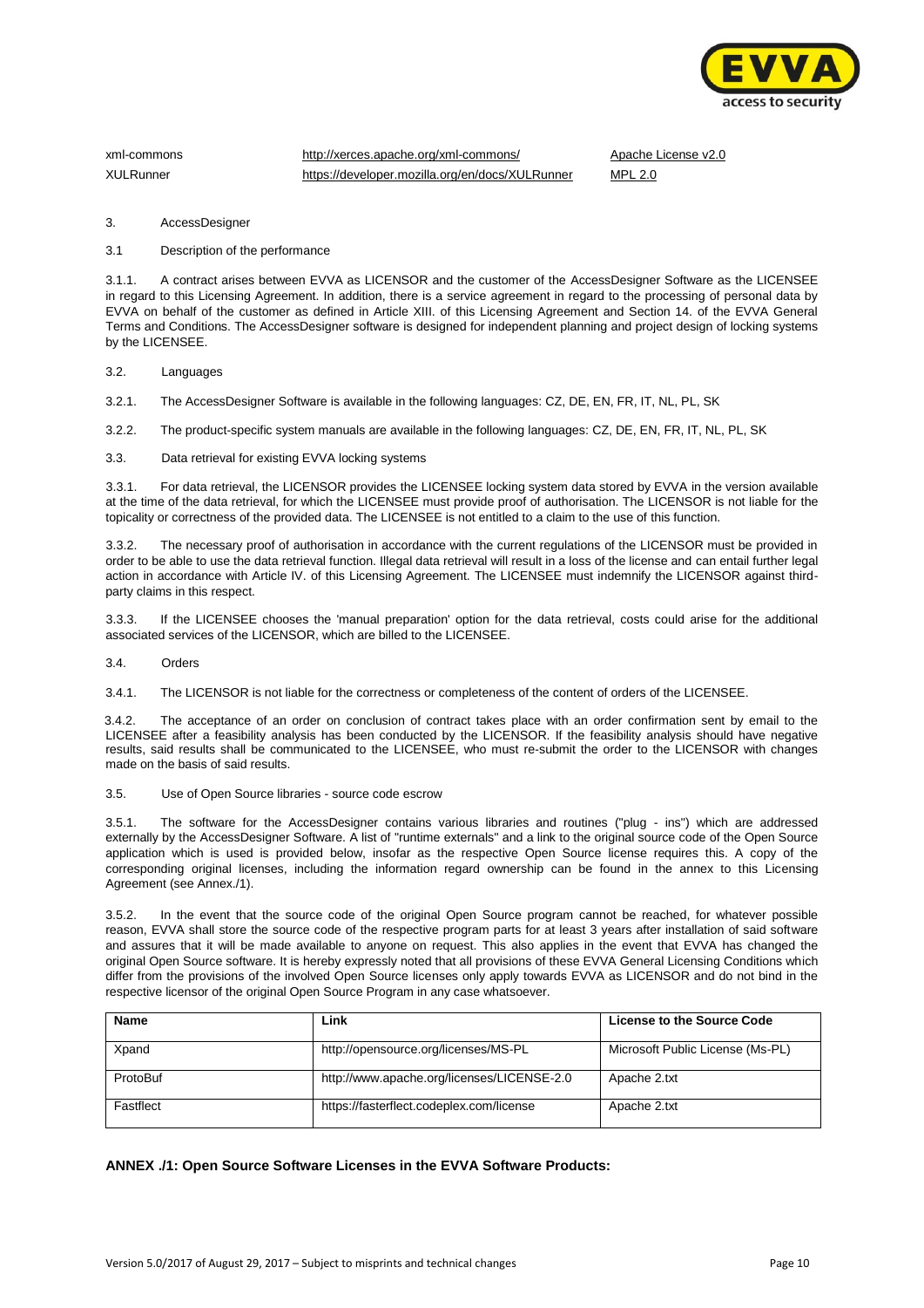| | | |
|---|---|---|
| xml-commons | http://xerces.apache.org/xml-commons/ | Apache License v2.0 |
| XULRunner | https://developer.mozilla.org/en/docs/XULRunner | MPL 2.0 |

3. AccessDesigner

3.1 Description of the performance

3.1.1. A contract arises between EVVA as LICENSOR and the customer of the AccessDesigner Software as the LICENSEE in regard to this Licensing Agreement. In addition, there is a service agreement in regard to the processing of personal data by EVVA on behalf of the customer as defined in Article XIII. of this Licensing Agreement and Section 14. of the EVVA General Terms and Conditions. The AccessDesigner software is designed for independent planning and project design of locking systems by the LICENSEE.

3.2. Languages

3.2.1. The AccessDesigner Software is available in the following languages: CZ, DE, EN, FR, IT, NL, PL, SK

3.2.2. The product-specific system manuals are available in the following languages: CZ, DE, EN, FR, IT, NL, PL, SK

3.3. Data retrieval for existing EVVA locking systems

3.3.1. For data retrieval, the LICENSOR provides the LICENSEE locking system data stored by EVVA in the version available at the time of the data retrieval, for which the LICENSEE must provide proof of authorisation. The LICENSOR is not liable for the topicality or correctness of the provided data. The LICENSEE is not entitled to a claim to the use of this function.

3.3.2. The necessary proof of authorisation in accordance with the current regulations of the LICENSOR must be provided in order to be able to use the data retrieval function. Illegal data retrieval will result in a loss of the license and can entail further legal action in accordance with Article IV. of this Licensing Agreement. The LICENSEE must indemnify the LICENSOR against third-party claims in this respect.

3.3.3. If the LICENSEE chooses the 'manual preparation' option for the data retrieval, costs could arise for the additional associated services of the LICENSOR, which are billed to the LICENSEE.

3.4. Orders

3.4.1. The LICENSOR is not liable for the correctness or completeness of the content of orders of the LICENSEE.

3.4.2. The acceptance of an order on conclusion of contract takes place with an order confirmation sent by email to the LICENSEE after a feasibility analysis has been conducted by the LICENSOR. If the feasibility analysis should have negative results, said results shall be communicated to the LICENSEE, who must re-submit the order to the LICENSOR with changes made on the basis of said results.

3.5. Use of Open Source libraries - source code escrow

3.5.1. The software for the AccessDesigner contains various libraries and routines ("plug - ins") which are addressed externally by the AccessDesigner Software. A list of "runtime externals" and a link to the original source code of the Open Source application which is used is provided below, insofar as the respective Open Source license requires this. A copy of the corresponding original licenses, including the information regard ownership can be found in the annex to this Licensing Agreement (see Annex./1).

3.5.2. In the event that the source code of the original Open Source program cannot be reached, for whatever possible reason, EVVA shall store the source code of the respective program parts for at least 3 years after installation of said software and assures that it will be made available to anyone on request. This also applies in the event that EVVA has changed the original Open Source software. It is hereby expressly noted that all provisions of these EVVA General Licensing Conditions which differ from the provisions of the involved Open Source licenses only apply towards EVVA as LICENSOR and do not bind in the respective licensor of the original Open Source Program in any case whatsoever.

| Name | Link | License to the Source Code |
|---|---|---|
| Xpand | http://opensource.org/licenses/MS-PL | Microsoft Public License (Ms-PL) |
| ProtoBuf | http://www.apache.org/licenses/LICENSE-2.0 | Apache 2.txt |
| Fastflect | https://fasterflect.codeplex.com/license | Apache 2.txt |

**ANNEX ./1: Open Source Software Licenses in the EVVA Software Products:**